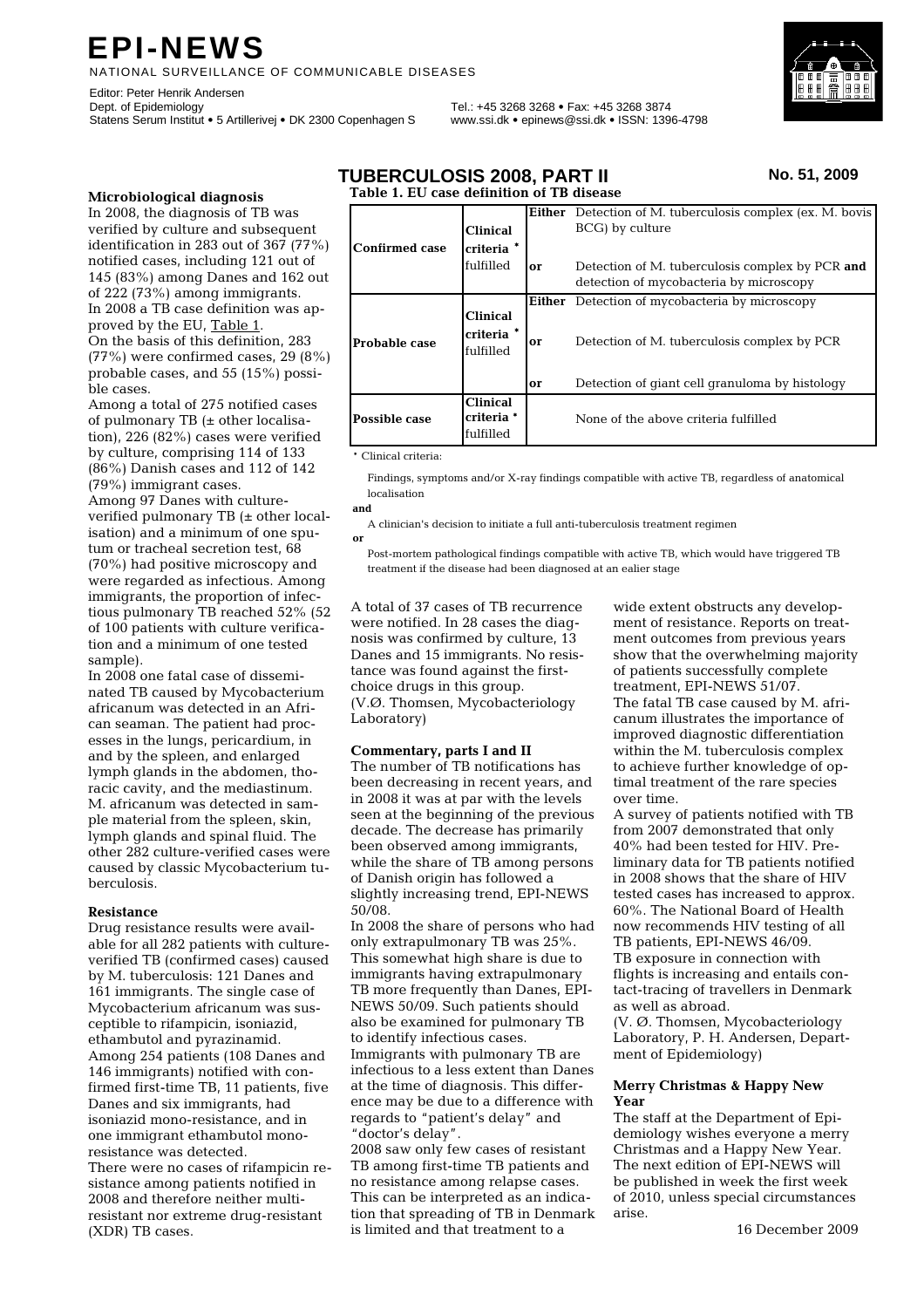# EPI-NEWS

NATIONAL SURVEILLANCE OF COMMUNICABLE DISEASES

Editor: Peter Henrik Andersen
Dept. of Epidemiology
Statens Serum Institut • 5 Artillerivej • DK 2300 Copenhagen S

Tel.: +45 3268 3268 • Fax: +45 3268 3874
www.ssi.dk • epinews@ssi.dk • ISSN: 1396-4798

## TUBERCULOSIS 2008, PART II

**No. 51, 2009**

### Microbiological diagnosis

In 2008, the diagnosis of TB was verified by culture and subsequent identification in 283 out of 367 (77%) notified cases, including 121 out of 145 (83%) among Danes and 162 out of 222 (73%) among immigrants.

In 2008 a TB case definition was approved by the EU, Table 1.

On the basis of this definition, 283 (77%) were confirmed cases, 29 (8%) probable cases, and 55 (15%) possible cases.

Among a total of 275 notified cases of pulmonary TB (± other localisation), 226 (82%) cases were verified by culture, comprising 114 of 133 (86%) Danish cases and 112 of 142 (79%) immigrant cases.

Among 97 Danes with culture-verified pulmonary TB (± other localisation) and a minimum of one sputum or tracheal secretion test, 68 (70%) had positive microscopy and were regarded as infectious. Among immigrants, the proportion of infectious pulmonary TB reached 52% (52 of 100 patients with culture verification and a minimum of one tested sample).

In 2008 one fatal case of disseminated TB caused by Mycobacterium africanum was detected in an African seaman. The patient had processes in the lungs, pericardium, in and by the spleen, and enlarged lymph glands in the abdomen, thoracic cavity, and the mediastinum. M. africanum was detected in sample material from the spleen, skin, lymph glands and spinal fluid. The other 282 culture-verified cases were caused by classic Mycobacterium tuberculosis.

**Table 1. EU case definition of TB disease**

| | | | |
|---|---|---|---|
| **Confirmed case** | **Clinical criteria** * fulfilled | **Either** | Detection of M. tuberculosis complex (ex. M. bovis BCG) by culture |
| | | **or** | Detection of M. tuberculosis complex by PCR **and** detection of mycobacteria by microscopy |
| **Probable case** | **Clinical criteria** * fulfilled | **Either** | Detection of mycobacteria by microscopy |
| | | **or** | Detection of M. tuberculosis complex by PCR |
| | | **or** | Detection of giant cell granuloma by histology |
| **Possible case** | **Clinical criteria** * fulfilled | | None of the above criteria fulfilled |

\* Clinical criteria:

Findings, symptoms and/or X-ray findings compatible with active TB, regardless of anatomical localisation

**and**

A clinician's decision to initiate a full anti-tuberculosis treatment regimen

**or**

Post-mortem pathological findings compatible with active TB, which would have triggered TB treatment if the disease had been diagnosed at an ealier stage

### Resistance

Drug resistance results were available for all 282 patients with culture-verified TB (confirmed cases) caused by M. tuberculosis: 121 Danes and 161 immigrants. The single case of Mycobacterium africanum was susceptible to rifampicin, isoniazid, ethambutol and pyrazinamid.

Among 254 patients (108 Danes and 146 immigrants) notified with confirmed first-time TB, 11 patients, five Danes and six immigrants, had isoniazid mono-resistance, and in one immigrant ethambutol mono-resistance was detected.

There were no cases of rifampicin resistance among patients notified in 2008 and therefore neither multi-resistant nor extreme drug-resistant (XDR) TB cases.

A total of 37 cases of TB recurrence were notified. In 28 cases the diagnosis was confirmed by culture, 13 Danes and 15 immigrants. No resistance was found against the first-choice drugs in this group.

(V.Ø. Thomsen, Mycobacteriology Laboratory)

### Commentary, parts I and II

The number of TB notifications has been decreasing in recent years, and in 2008 it was at par with the levels seen at the beginning of the previous decade. The decrease has primarily been observed among immigrants, while the share of TB among persons of Danish origin has followed a slightly increasing trend, EPI-NEWS 50/08.

In 2008 the share of persons who had only extrapulmonary TB was 25%. This somewhat high share is due to immigrants having extrapulmonary TB more frequently than Danes, EPI-NEWS 50/09. Such patients should also be examined for pulmonary TB to identify infectious cases.

Immigrants with pulmonary TB are infectious to a less extent than Danes at the time of diagnosis. This difference may be due to a difference with regards to "patient's delay" and "doctor's delay".

2008 saw only few cases of resistant TB among first-time TB patients and no resistance among relapse cases. This can be interpreted as an indication that spreading of TB in Denmark is limited and that treatment to a wide extent obstructs any development of resistance. Reports on treatment outcomes from previous years show that the overwhelming majority of patients successfully complete treatment, EPI-NEWS 51/07.

The fatal TB case caused by M. africanum illustrates the importance of improved diagnostic differentiation within the M. tuberculosis complex to achieve further knowledge of optimal treatment of the rare species over time.

A survey of patients notified with TB from 2007 demonstrated that only 40% had been tested for HIV. Preliminary data for TB patients notified in 2008 shows that the share of HIV tested cases has increased to approx. 60%. The National Board of Health now recommends HIV testing of all TB patients, EPI-NEWS 46/09.

TB exposure in connection with flights is increasing and entails contact-tracing of travellers in Denmark as well as abroad.

(V. Ø. Thomsen, Mycobacteriology Laboratory, P. H. Andersen, Department of Epidemiology)

### Merry Christmas & Happy New Year

The staff at the Department of Epidemiology wishes everyone a merry Christmas and a Happy New Year. The next edition of EPI-NEWS will be published in week the first week of 2010, unless special circumstances arise.

16 December 2009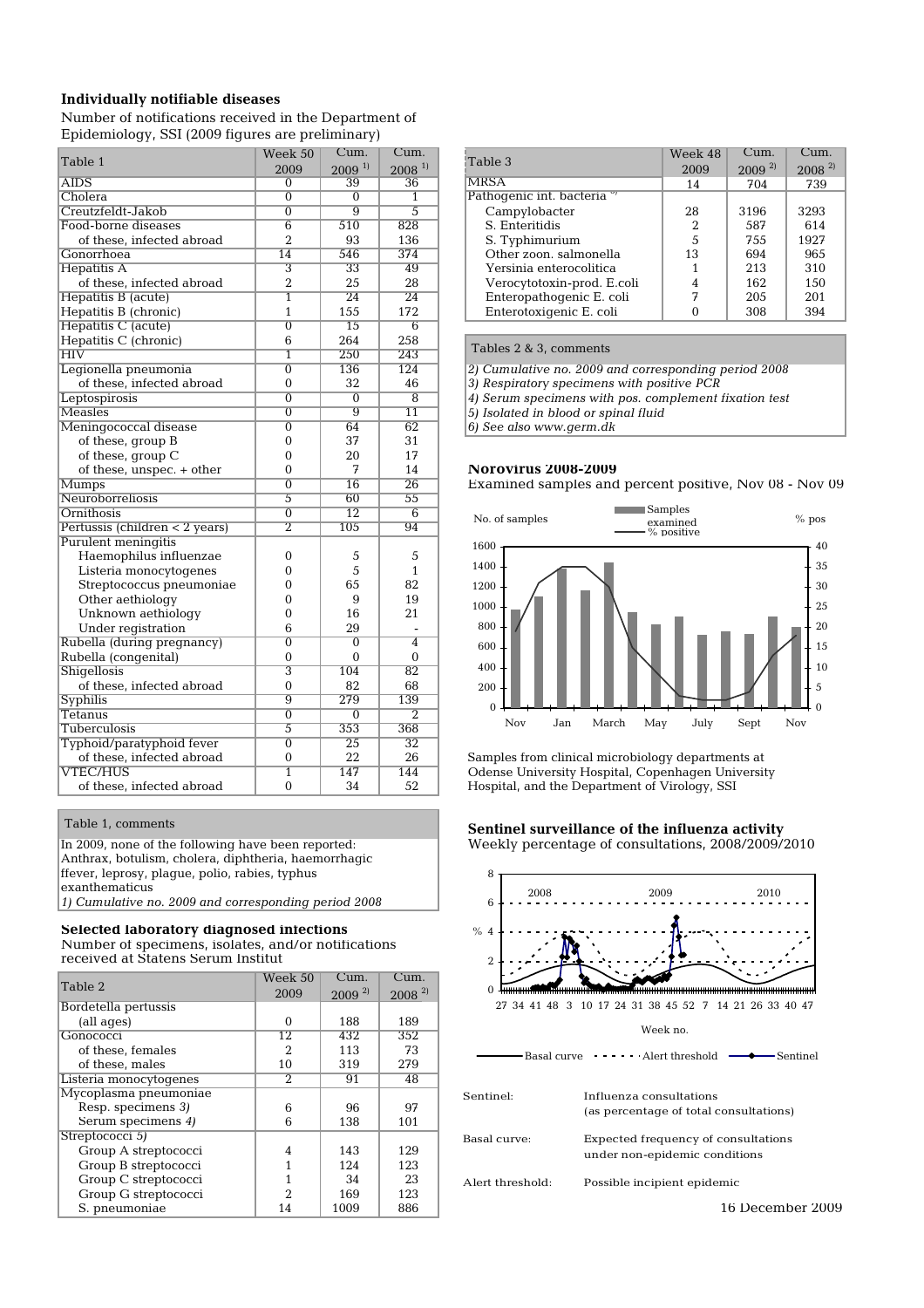### Individually notifiable diseases

Number of notifications received in the Department of Epidemiology, SSI (2009 figures are preliminary)

| Table 1 | Week 50 2009 | Cum. 2009 [1] | Cum. 2008 [1] |
|---|---|---|---|
| AIDS | 0 | 39 | 36 |
| Cholera | 0 | 0 | 1 |
| Creutzfeldt-Jakob | 0 | 9 | 5 |
| Food-borne diseases | 6 | 510 | 828 |
| of these, infected abroad | 2 | 93 | 136 |
| Gonorrhoea | 14 | 546 | 374 |
| Hepatitis A | 3 | 33 | 49 |
| of these, infected abroad | 2 | 25 | 28 |
| Hepatitis B (acute) | 1 | 24 | 24 |
| Hepatitis B (chronic) | 1 | 155 | 172 |
| Hepatitis C (acute) | 0 | 15 | 6 |
| Hepatitis C (chronic) | 6 | 264 | 258 |
| HIV | 1 | 250 | 243 |
| Legionella pneumonia | 0 | 136 | 124 |
| of these, infected abroad | 0 | 32 | 46 |
| Leptospirosis | 0 | 0 | 8 |
| Measles | 0 | 9 | 11 |
| Meningococcal disease | 0 | 64 | 62 |
| of these, group B | 0 | 37 | 31 |
| of these, group C | 0 | 20 | 17 |
| of these, unspec. + other | 0 | 7 | 14 |
| Mumps | 0 | 16 | 26 |
| Neuroborreliosis | 5 | 60 | 55 |
| Ornithosis | 0 | 12 | 6 |
| Pertussis (children < 2 years) | 2 | 105 | 94 |
| Purulent meningitis | | | |
| Haemophilus influenzae | 0 | 5 | 5 |
| Listeria monocytogenes | 0 | 5 | 1 |
| Streptococcus pneumoniae | 0 | 65 | 82 |
| Other aethiology | 0 | 9 | 19 |
| Unknown aethiology | 0 | 16 | 21 |
| Under registration | 6 | 29 | - |
| Rubella (during pregnancy) | 0 | 0 | 4 |
| Rubella (congenital) | 0 | 0 | 0 |
| Shigellosis | 3 | 104 | 82 |
| of these, infected abroad | 0 | 82 | 68 |
| Syphilis | 9 | 279 | 139 |
| Tetanus | 0 | 0 | 2 |
| Tuberculosis | 5 | 353 | 368 |
| Typhoid/paratyphoid fever | 0 | 25 | 32 |
| of these, infected abroad | 0 | 22 | 26 |
| VTEC/HUS | 1 | 147 | 144 |
| of these, infected abroad | 0 | 34 | 52 |

**Table 1, comments**

In 2009, none of the following have been reported: Anthrax, botulism, cholera, diphtheria, haemorrhagic ffever, leprosy, plague, polio, rabies, typhus exanthematicus

*1) Cumulative no. 2009 and corresponding period 2008*

### Selected laboratory diagnosed infections

Number of specimens, isolates, and/or notifications received at Statens Serum Institut

| Table 2 | Week 50 2009 | Cum. 2009 [2] | Cum. 2008 [2] |
|---|---|---|---|
| Bordetella pertussis (all ages) | 0 | 188 | 189 |
| Gonococci | 12 | 432 | 352 |
| of these, females | 2 | 113 | 73 |
| of these, males | 10 | 319 | 279 |
| Listeria monocytogenes | 2 | 91 | 48 |
| Mycoplasma pneumoniae | | | |
| Resp. specimens *3)* | 6 | 96 | 97 |
| Serum specimens *4)* | 6 | 138 | 101 |
| Streptococci *5)* | | | |
| Group A streptococci | 4 | 143 | 129 |
| Group B streptococci | 1 | 124 | 123 |
| Group C streptococci | 1 | 34 | 23 |
| Group G streptococci | 2 | 169 | 123 |
| S. pneumoniae | 14 | 1009 | 886 |

| Table 3 | Week 48 2009 | Cum. 2009 [2] | Cum. 2008 [2] |
|---|---|---|---|
| MRSA | 14 | 704 | 739 |
| Pathogenic int. bacteria [6] | | | |
| Campylobacter | 28 | 3196 | 3293 |
| S. Enteritidis | 2 | 587 | 614 |
| S. Typhimurium | 5 | 755 | 1927 |
| Other zoon. salmonella | 13 | 694 | 965 |
| Yersinia enterocolitica | 1 | 213 | 310 |
| Verocytotoxin-prod. E.coli | 4 | 162 | 150 |
| Enteropathogenic E. coli | 7 | 205 | 201 |
| Enterotoxigenic E. coli | 0 | 308 | 394 |

**Tables 2 & 3, comments**

*2) Cumulative no. 2009 and corresponding period 2008*
*3) Respiratory specimens with positive PCR*
*4) Serum specimens with pos. complement fixation test*
*5) Isolated in blood or spinal fluid*
*6) See also www.germ.dk*

### Norovirus 2008-2009

Examined samples and percent positive, Nov 08 - Nov 09

No. of samples
Samples examined
% positive
% pos
1600 1400 1200 1000 800 600 400 200 0
40 35 30 25 20 15 10 5 0
Nov Jan March May July Sept Nov

Samples from clinical microbiology departments at Odense University Hospital, Copenhagen University Hospital, and the Department of Virology, SSI

### Sentinel surveillance of the influenza activity

Weekly percentage of consultations, 2008/2009/2010

8 6 % 4 2 0
2008 2009 2010
27 34 41 48 3 10 17 24 31 38 45 52 7 14 21 26 33 40 47
Week no.
Basal curve · Alert threshold · Sentinel

| | |
|---|---|
| Sentinel: | Influenza consultations (as percentage of total consultations) |
| Basal curve: | Expected frequency of consultations under non-epidemic conditions |
| Alert threshold: | Possible incipient epidemic |

16 December 2009